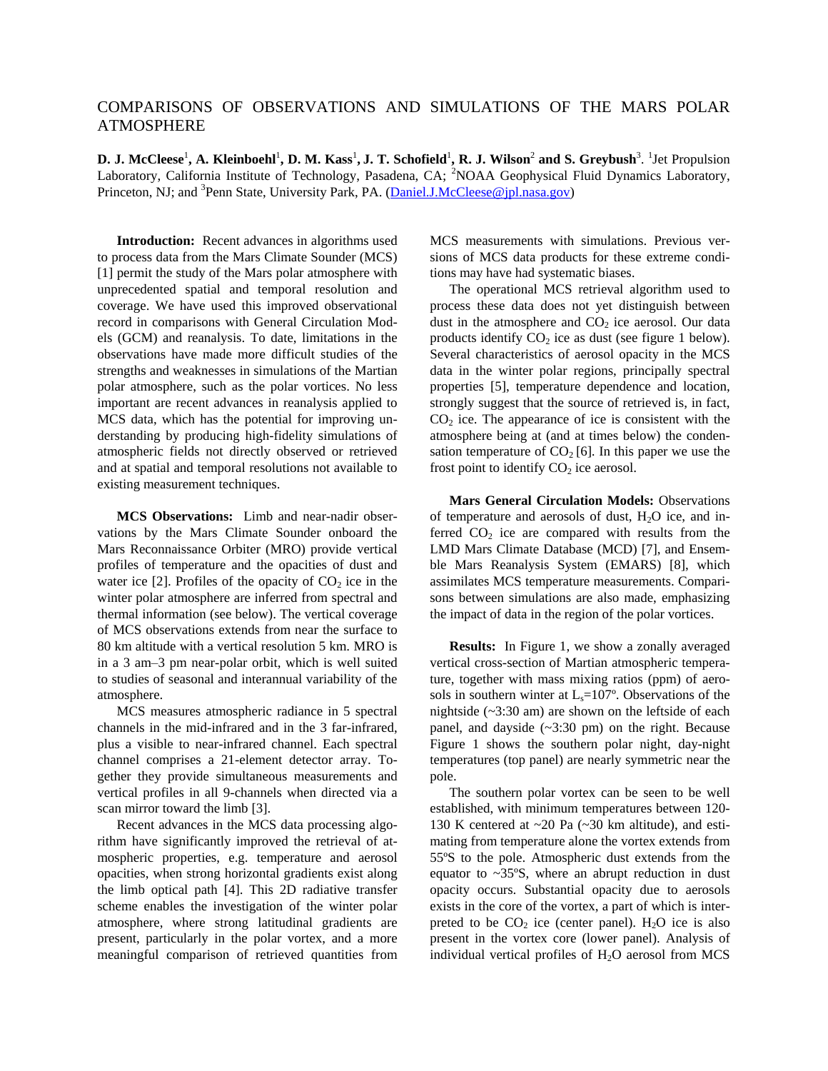# COMPARISONS OF OBSERVATIONS AND SIMULATIONS OF THE MARS POLAR ATMOSPHERE

**D. J. McCleese**[1], **A. Kleinboehl**[1], **D. M. Kass**[1], **J. T. Schofield**[1], **R. J. Wilson**[2] **and S. Greybush**[3]. [1]Jet Propulsion Laboratory, California Institute of Technology, Pasadena, CA; [2]NOAA Geophysical Fluid Dynamics Laboratory, Princeton, NJ; and [3]Penn State, University Park, PA. (Daniel.J.McCleese@jpl.nasa.gov)

**Introduction:** Recent advances in algorithms used to process data from the Mars Climate Sounder (MCS) [1] permit the study of the Mars polar atmosphere with unprecedented spatial and temporal resolution and coverage. We have used this improved observational record in comparisons with General Circulation Models (GCM) and reanalysis. To date, limitations in the observations have made more difficult studies of the strengths and weaknesses in simulations of the Martian polar atmosphere, such as the polar vortices. No less important are recent advances in reanalysis applied to MCS data, which has the potential for improving understanding by producing high-fidelity simulations of atmospheric fields not directly observed or retrieved and at spatial and temporal resolutions not available to existing measurement techniques.

**MCS Observations:** Limb and near-nadir observations by the Mars Climate Sounder onboard the Mars Reconnaissance Orbiter (MRO) provide vertical profiles of temperature and the opacities of dust and water ice [2]. Profiles of the opacity of $CO_2$ ice in the winter polar atmosphere are inferred from spectral and thermal information (see below). The vertical coverage of MCS observations extends from near the surface to 80 km altitude with a vertical resolution 5 km. MRO is in a 3 am–3 pm near-polar orbit, which is well suited to studies of seasonal and interannual variability of the atmosphere.

MCS measures atmospheric radiance in 5 spectral channels in the mid-infrared and in the 3 far-infrared, plus a visible to near-infrared channel. Each spectral channel comprises a 21-element detector array. Together they provide simultaneous measurements and vertical profiles in all 9-channels when directed via a scan mirror toward the limb [3].

Recent advances in the MCS data processing algorithm have significantly improved the retrieval of atmospheric properties, e.g. temperature and aerosol opacities, when strong horizontal gradients exist along the limb optical path [4]. This 2D radiative transfer scheme enables the investigation of the winter polar atmosphere, where strong latitudinal gradients are present, particularly in the polar vortex, and a more meaningful comparison of retrieved quantities from MCS measurements with simulations. Previous versions of MCS data products for these extreme conditions may have had systematic biases.

The operational MCS retrieval algorithm used to process these data does not yet distinguish between dust in the atmosphere and $CO_2$ ice aerosol. Our data products identify $CO_2$ ice as dust (see figure 1 below). Several characteristics of aerosol opacity in the MCS data in the winter polar regions, principally spectral properties [5], temperature dependence and location, strongly suggest that the source of retrieved is, in fact, $CO_2$ ice. The appearance of ice is consistent with the atmosphere being at (and at times below) the condensation temperature of $CO_2$ [6]. In this paper we use the frost point to identify $CO_2$ ice aerosol.

**Mars General Circulation Models:** Observations of temperature and aerosols of dust, $H_2O$ ice, and inferred $CO_2$ ice are compared with results from the LMD Mars Climate Database (MCD) [7], and Ensemble Mars Reanalysis System (EMARS) [8], which assimilates MCS temperature measurements. Comparisons between simulations are also made, emphasizing the impact of data in the region of the polar vortices.

**Results:** In Figure 1, we show a zonally averaged vertical cross-section of Martian atmospheric temperature, together with mass mixing ratios (ppm) of aerosols in southern winter at $L_s$=107º. Observations of the nightside (~3:30 am) are shown on the leftside of each panel, and dayside (~3:30 pm) on the right. Because Figure 1 shows the southern polar night, day-night temperatures (top panel) are nearly symmetric near the pole.

The southern polar vortex can be seen to be well established, with minimum temperatures between 120-130 K centered at ~20 Pa (~30 km altitude), and estimating from temperature alone the vortex extends from 55ºS to the pole. Atmospheric dust extends from the equator to ~35ºS, where an abrupt reduction in dust opacity occurs. Substantial opacity due to aerosols exists in the core of the vortex, a part of which is interpreted to be $CO_2$ ice (center panel). $H_2O$ ice is also present in the vortex core (lower panel). Analysis of individual vertical profiles of $H_2O$ aerosol from MCS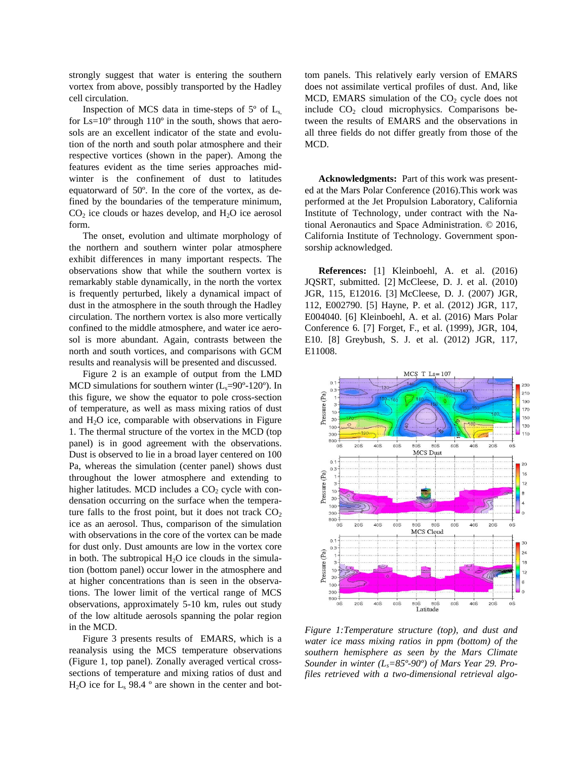strongly suggest that water is entering the southern vortex from above, possibly transported by the Hadley cell circulation.

Inspection of MCS data in time-steps of 5º of $L_s$, for Ls=10º through 110º in the south, shows that aerosols are an excellent indicator of the state and evolution of the north and south polar atmosphere and their respective vortices (shown in the paper). Among the features evident as the time series approaches mid-winter is the confinement of dust to latitudes equatorward of 50º. In the core of the vortex, as defined by the boundaries of the temperature minimum, $CO_2$ ice clouds or hazes develop, and $H_2O$ ice aerosol form.

The onset, evolution and ultimate morphology of the northern and southern winter polar atmosphere exhibit differences in many important respects. The observations show that while the southern vortex is remarkably stable dynamically, in the north the vortex is frequently perturbed, likely a dynamical impact of dust in the atmosphere in the south through the Hadley circulation. The northern vortex is also more vertically confined to the middle atmosphere, and water ice aerosol is more abundant. Again, contrasts between the north and south vortices, and comparisons with GCM results and reanalysis will be presented and discussed.

Figure 2 is an example of output from the LMD MCD simulations for southern winter ($L_s$=90º-120º). In this figure, we show the equator to pole cross-section of temperature, as well as mass mixing ratios of dust and $H_2O$ ice, comparable with observations in Figure 1. The thermal structure of the vortex in the MCD (top panel) is in good agreement with the observations. Dust is observed to lie in a broad layer centered on 100 Pa, whereas the simulation (center panel) shows dust throughout the lower atmosphere and extending to higher latitudes. MCD includes a $CO_2$ cycle with condensation occurring on the surface when the temperature falls to the frost point, but it does not track $CO_2$ ice as an aerosol. Thus, comparison of the simulation with observations in the core of the vortex can be made for dust only. Dust amounts are low in the vortex core in both. The subtropical $H_2O$ ice clouds in the simulation (bottom panel) occur lower in the atmosphere and at higher concentrations than is seen in the observations. The lower limit of the vertical range of MCS observations, approximately 5-10 km, rules out study of the low altitude aerosols spanning the polar region in the MCD.

Figure 3 presents results of EMARS, which is a reanalysis using the MCS temperature observations (Figure 1, top panel). Zonally averaged vertical cross-sections of temperature and mixing ratios of dust and $H_2O$ ice for $L_s$ 98.4 º are shown in the center and bottom panels. This relatively early version of EMARS does not assimilate vertical profiles of dust. And, like MCD, EMARS simulation of the $CO_2$ cycle does not include $CO_2$ cloud microphysics. Comparisons between the results of EMARS and the observations in all three fields do not differ greatly from those of the MCD.

**Acknowledgments:** Part of this work was presented at the Mars Polar Conference (2016).This work was performed at the Jet Propulsion Laboratory, California Institute of Technology, under contract with the National Aeronautics and Space Administration. © 2016, California Institute of Technology. Government sponsorship acknowledged.

**References:** [1] Kleinboehl, A. et al. (2016) JQSRT, submitted. [2] McCleese, D. J. et al. (2010) JGR, 115, E12016. [3] McCleese, D. J. (2007) JGR, 112, E002790. [5] Hayne, P. et al. (2012) JGR, 117, E004040. [6] Kleinboehl, A. (2016) Mars Polar Conference 6. [7] Forget, F., et al. (1999), JGR, 104, E10. [8] Greybush, S. J. et al. (2012) JGR, 117, E11008.

*Figure 1:Temperature structure (top), and dust and water ice mass mixing ratios in ppm (bottom) of the southern hemisphere as seen by the Mars Climate Sounder in winter ($L_s$=85º-90º) of Mars Year 29. Profiles retrieved with a two-dimensional retrieval algo-*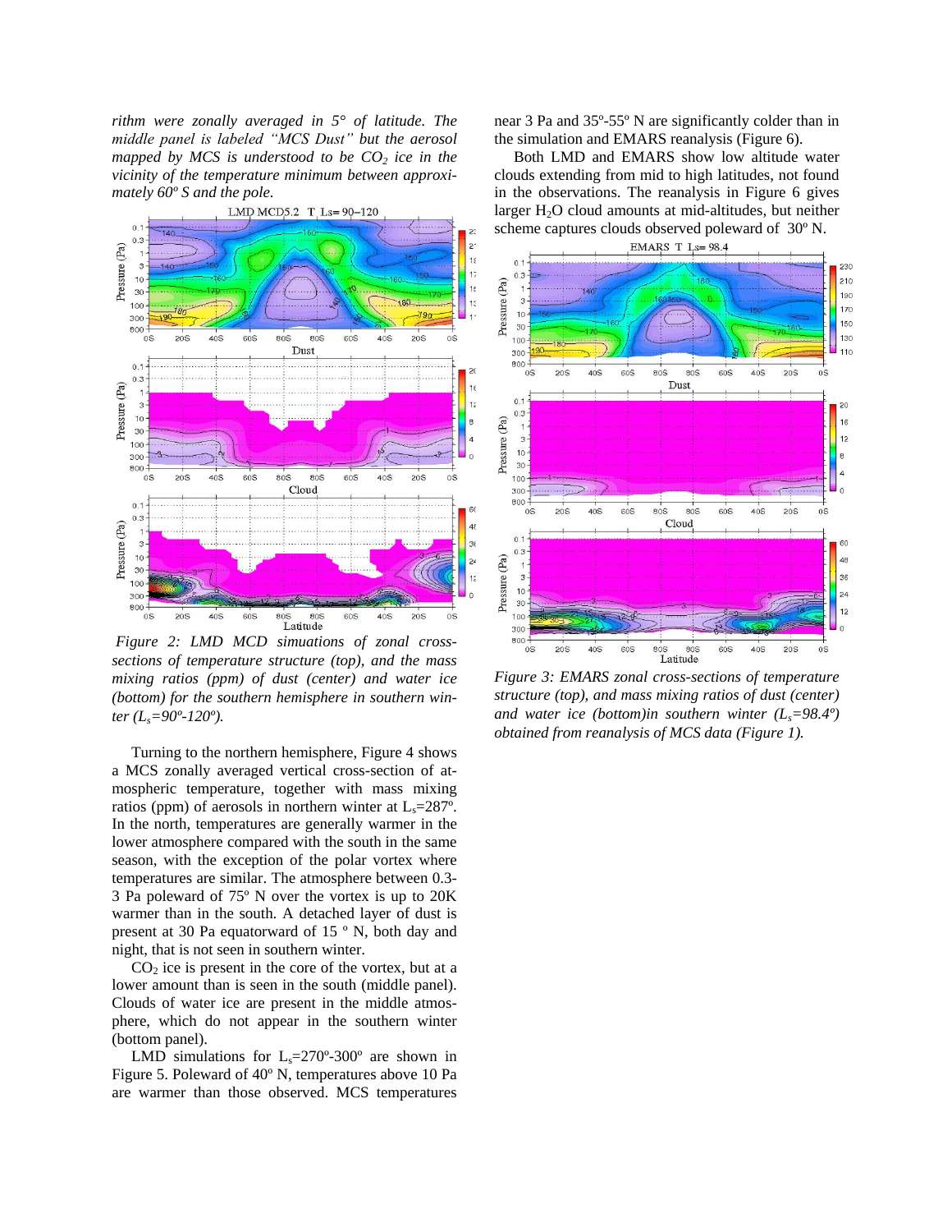*rithm were zonally averaged in 5° of latitude. The middle panel is labeled "MCS Dust" but the aerosol mapped by MCS is understood to be $CO_2$ ice in the vicinity of the temperature minimum between approximately 60º S and the pole.*

*Figure 2: LMD MCD simuations of zonal cross-sections of temperature structure (top), and the mass mixing ratios (ppm) of dust (center) and water ice (bottom) for the southern hemisphere in southern winter ($L_s$=90º-120º).*

Turning to the northern hemisphere, Figure 4 shows a MCS zonally averaged vertical cross-section of atmospheric temperature, together with mass mixing ratios (ppm) of aerosols in northern winter at $L_s$=287º. In the north, temperatures are generally warmer in the lower atmosphere compared with the south in the same season, with the exception of the polar vortex where temperatures are similar. The atmosphere between 0.3-3 Pa poleward of 75º N over the vortex is up to 20K warmer than in the south. A detached layer of dust is present at 30 Pa equatorward of 15 º N, both day and night, that is not seen in southern winter.

$CO_2$ ice is present in the core of the vortex, but at a lower amount than is seen in the south (middle panel). Clouds of water ice are present in the middle atmosphere, which do not appear in the southern winter (bottom panel).

LMD simulations for $L_s$=270º-300º are shown in Figure 5. Poleward of 40º N, temperatures above 10 Pa are warmer than those observed. MCS temperatures near 3 Pa and 35º-55º N are significantly colder than in the simulation and EMARS reanalysis (Figure 6).

Both LMD and EMARS show low altitude water clouds extending from mid to high latitudes, not found in the observations. The reanalysis in Figure 6 gives larger $H_2O$ cloud amounts at mid-altitudes, but neither scheme captures clouds observed poleward of 30º N.

*Figure 3: EMARS zonal cross-sections of temperature structure (top), and mass mixing ratios of dust (center) and water ice (bottom)in southern winter ($L_s$=98.4º) obtained from reanalysis of MCS data (Figure 1).*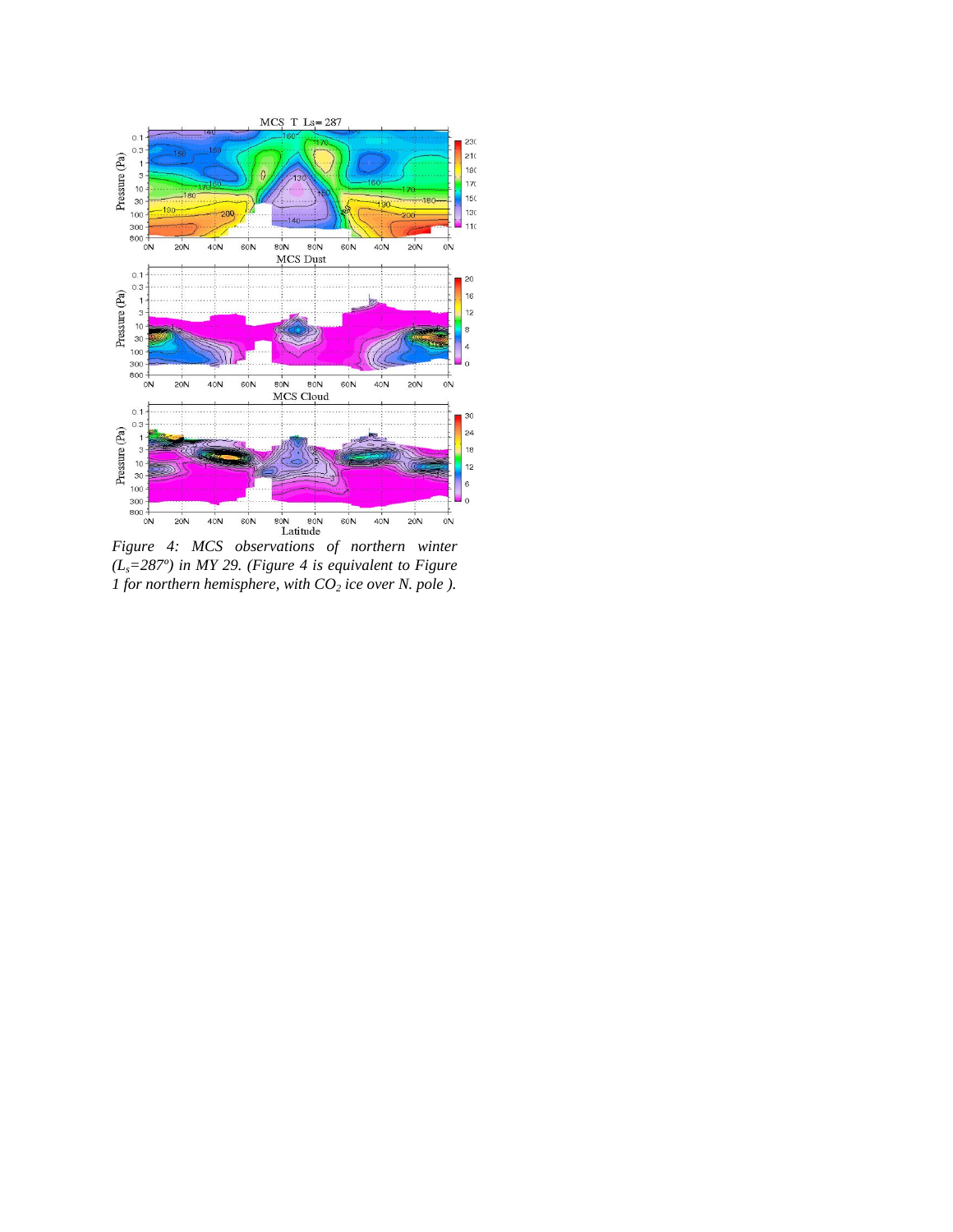*Figure 4: MCS observations of northern winter ($L_s$=287º) in MY 29. (Figure 4 is equivalent to Figure 1 for northern hemisphere, with $CO_2$ ice over N. pole ).*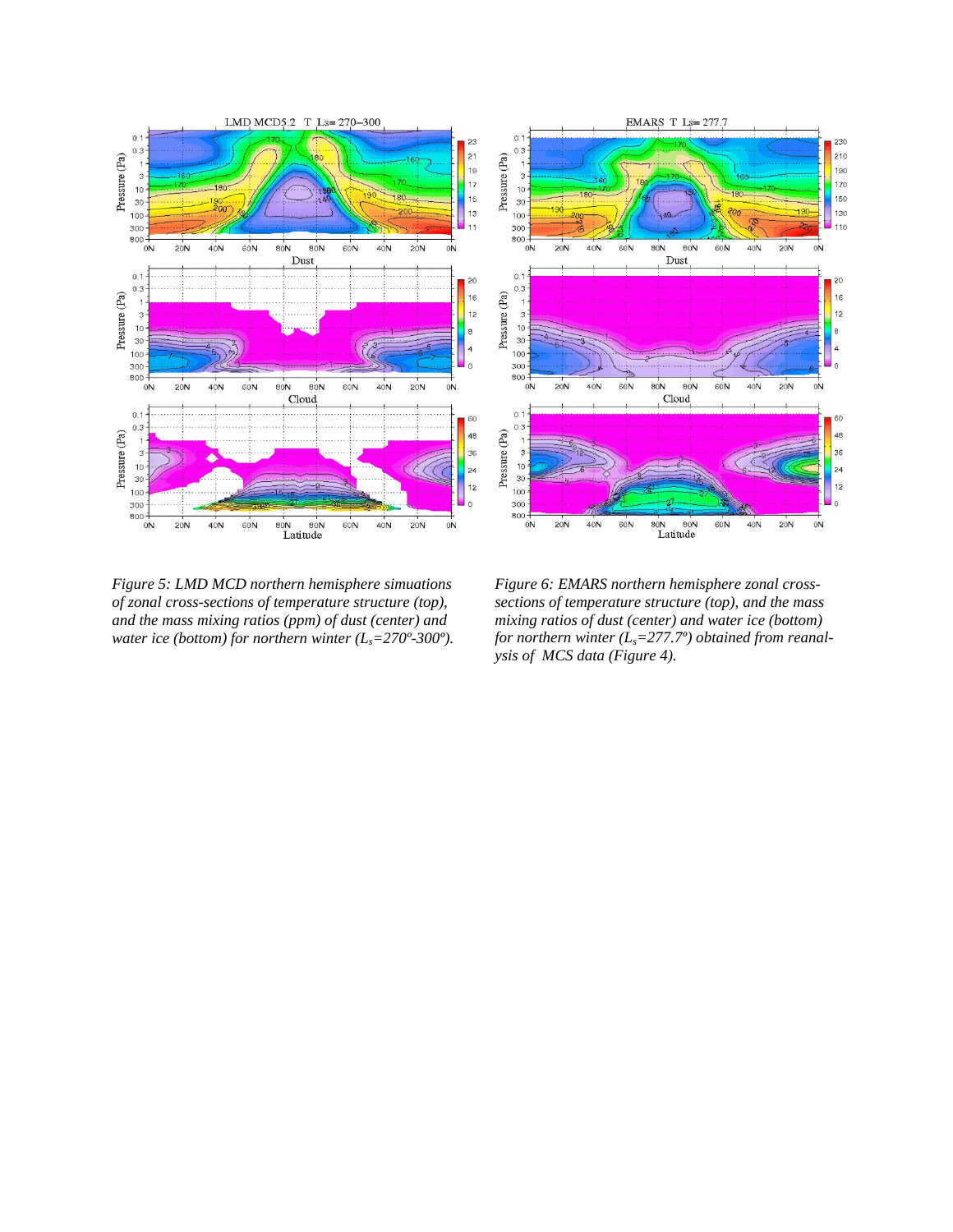LMD MCD5.2 T Ls= 270–300

Dust

Cloud

Pressure (Pa)

Latitude

EMARS T Ls= 277.7

Dust

Cloud

Pressure (Pa)

Latitude

*Figure 5: LMD MCD northern hemisphere simuations of zonal cross-sections of temperature structure (top), and the mass mixing ratios (ppm) of dust (center) and water ice (bottom) for northern winter ($L_s$=270º-300º).*

*Figure 6: EMARS northern hemisphere zonal cross-sections of temperature structure (top), and the mass mixing ratios of dust (center) and water ice (bottom) for northern winter ($L_s$=277.7º) obtained from reanalysis of MCS data (Figure 4).*